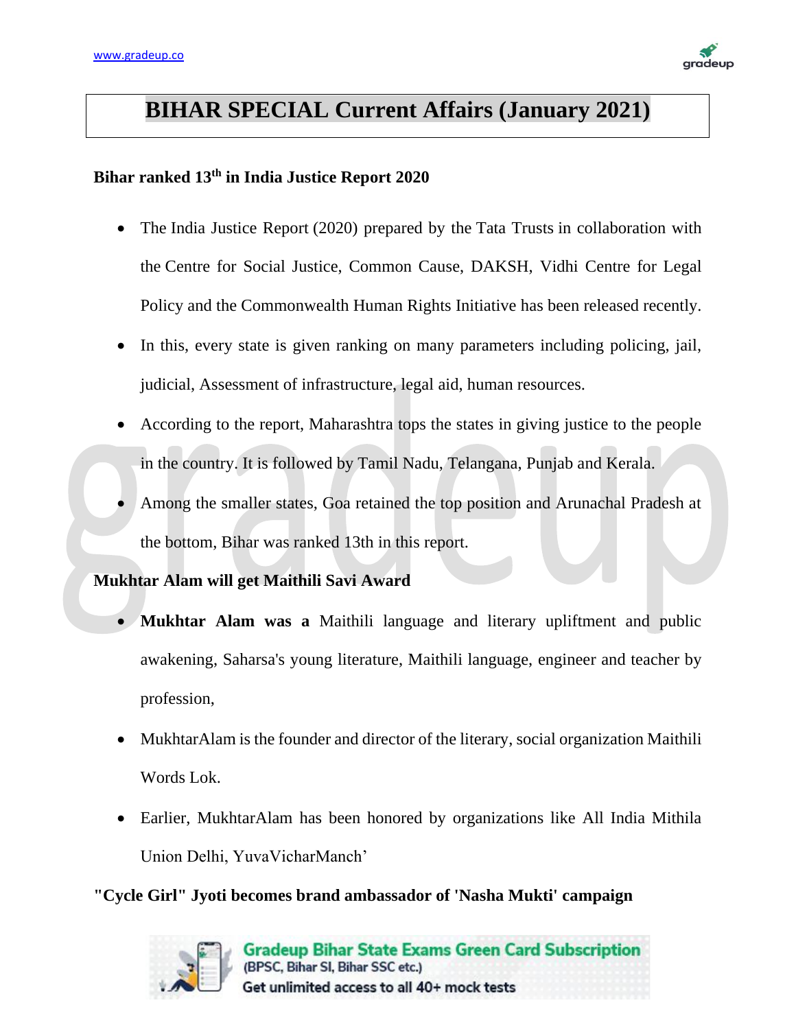# BIHAR SPECIAL Current Affairs (January 2021)

### Bihar ranked 13th in India Justice Report 2020

- The India Justice Report (2020) prepared by the Tata Trusts in collaboration with the Centre for Social Justice, Common Cause, DAKSH, Vidhi Centre for Legal Policy and the Commonwealth Human Rights Initiative has been released recently.
- In this, every state is given ranking on many parameters including policing, jail, judicial, Assessment of infrastructure, legal aid, human resources.
- According to the report, Maharashtra tops the states in giving justice to the people in the country. It is followed by Tamil Nadu, Telangana, Punjab and Kerala.
- Among the smaller states, Goa retained the top position and Arunachal Pradesh at the bottom, Bihar was ranked 13th in this report.

### Mukhtar Alam will get Maithili Savi Award

- **Mukhtar Alam was a** Maithili language and literary upliftment and public awakening, Saharsa's young literature, Maithili language, engineer and teacher by profession,
- MukhtarAlam is the founder and director of the literary, social organization Maithili Words Lok.
- Earlier, MukhtarAlam has been honored by organizations like All India Mithila Union Delhi, YuvaVicharManch'

### "Cycle Girl" Jyoti becomes brand ambassador of 'Nasha Mukti' campaign

Gradeup Bihar State Exams Green Card Subscription
(BPSC, Bihar SI, Bihar SSC etc.)
Get unlimited access to all 40+ mock tests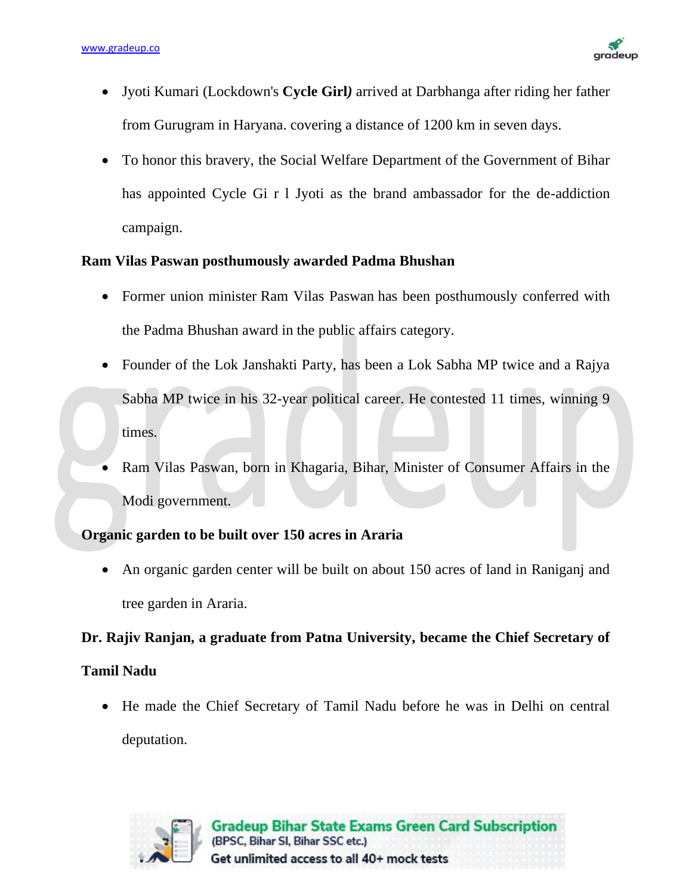- Jyoti Kumari (Lockdown's **Cycle Girl*)*** arrived at Darbhanga after riding her father from Gurugram in Haryana. covering a distance of 1200 km in seven days.
- To honor this bravery, the Social Welfare Department of the Government of Bihar has appointed Cycle Gi r l Jyoti as the brand ambassador for the de-addiction campaign.

**Ram Vilas Paswan posthumously awarded Padma Bhushan**

- Former union minister Ram Vilas Paswan has been posthumously conferred with the Padma Bhushan award in the public affairs category.
- Founder of the Lok Janshakti Party, has been a Lok Sabha MP twice and a Rajya Sabha MP twice in his 32-year political career. He contested 11 times, winning 9 times.
- Ram Vilas Paswan, born in Khagaria, Bihar, Minister of Consumer Affairs in the Modi government.

**Organic garden to be built over 150 acres in Araria**

- An organic garden center will be built on about 150 acres of land in Raniganj and tree garden in Araria.

**Dr. Rajiv Ranjan, a graduate from Patna University, became the Chief Secretary of Tamil Nadu**

- He made the Chief Secretary of Tamil Nadu before he was in Delhi on central deputation.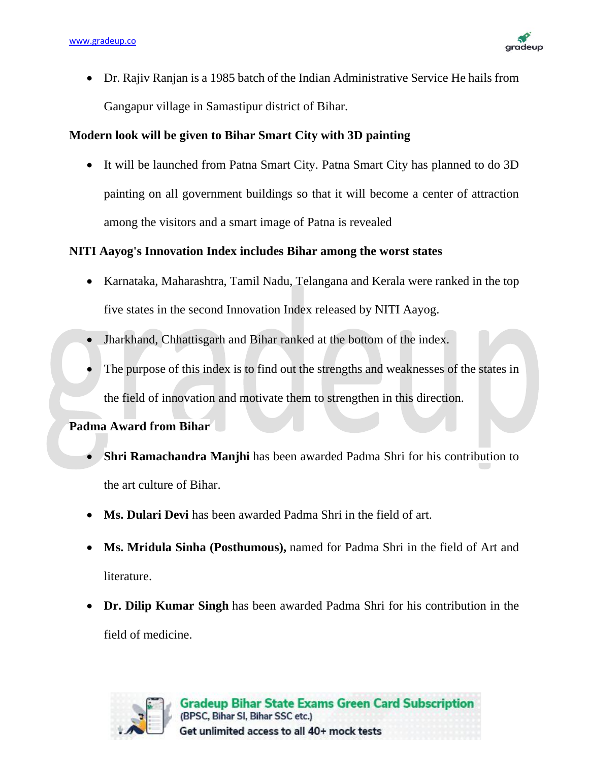- Dr. Rajiv Ranjan is a 1985 batch of the Indian Administrative Service He hails from Gangapur village in Samastipur district of Bihar.

**Modern look will be given to Bihar Smart City with 3D painting**

- It will be launched from Patna Smart City. Patna Smart City has planned to do 3D painting on all government buildings so that it will become a center of attraction among the visitors and a smart image of Patna is revealed

**NITI Aayog's Innovation Index includes Bihar among the worst states**

- Karnataka, Maharashtra, Tamil Nadu, Telangana and Kerala were ranked in the top five states in the second Innovation Index released by NITI Aayog.
- Jharkhand, Chhattisgarh and Bihar ranked at the bottom of the index.
- The purpose of this index is to find out the strengths and weaknesses of the states in the field of innovation and motivate them to strengthen in this direction.

**Padma Award from Bihar**

- **Shri Ramachandra Manjhi** has been awarded Padma Shri for his contribution to the art culture of Bihar.
- **Ms. Dulari Devi** has been awarded Padma Shri in the field of art.
- **Ms. Mridula Sinha (Posthumous),** named for Padma Shri in the field of Art and literature.
- **Dr. Dilip Kumar Singh** has been awarded Padma Shri for his contribution in the field of medicine.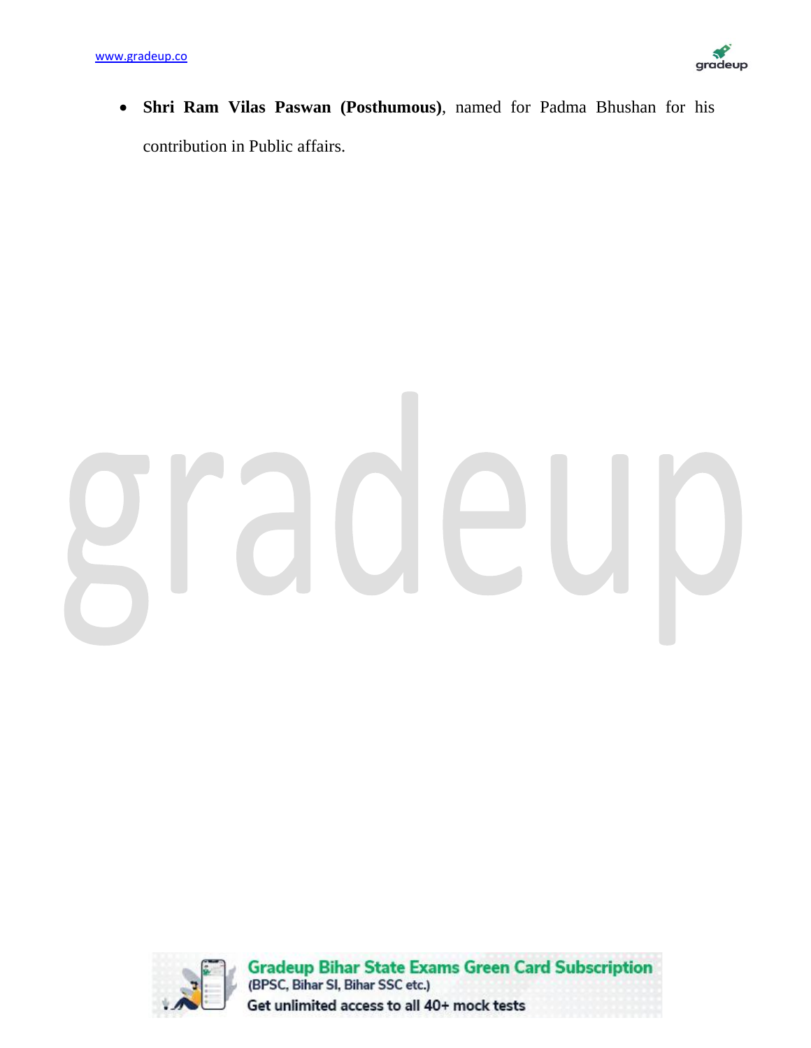- **Shri Ram Vilas Paswan (Posthumous)**, named for Padma Bhushan for his contribution in Public affairs.